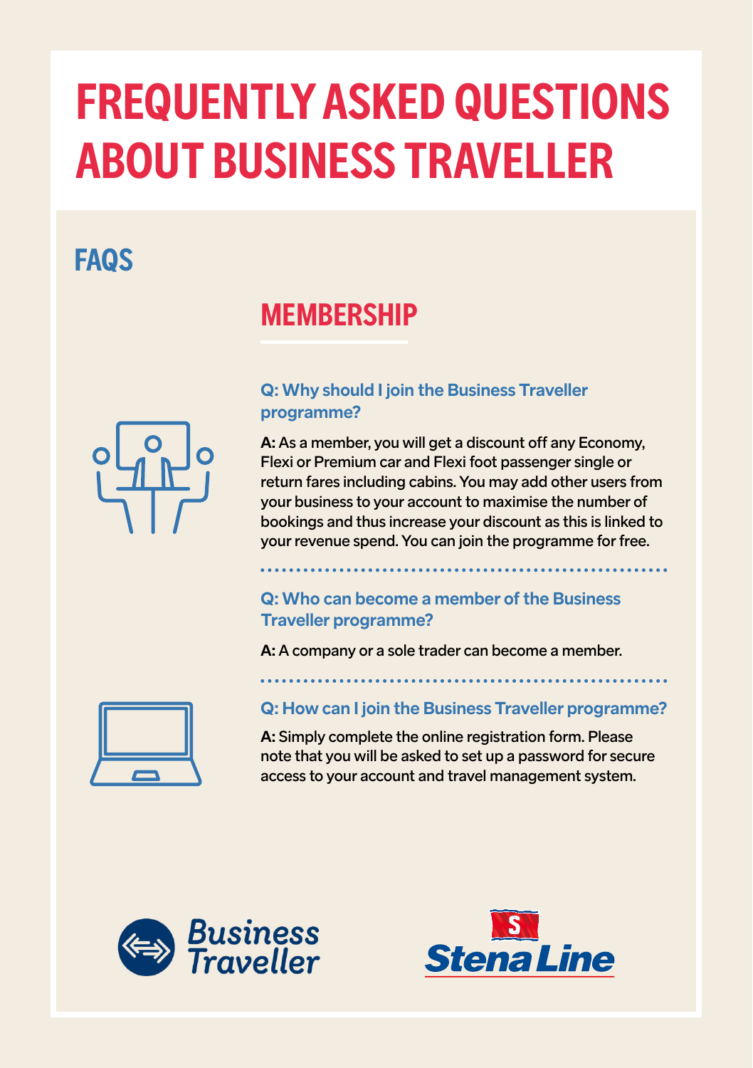# FREQUENTLY ASKED QUESTIONS ABOUT BUSINESS TRAVELLER

## FAQS

### MEMBERSHIP

**Q: Why should I join the Business Traveller programme?**

**A:** As a member, you will get a discount off any Economy, Flexi or Premium car and Flexi foot passenger single or return fares including cabins. You may add other users from your business to your account to maximise the number of bookings and thus increase your discount as this is linked to your revenue spend. You can join the programme for free.

**Q: Who can become a member of the Business Traveller programme?**

**A:** A company or a sole trader can become a member.

**Q: How can I join the Business Traveller programme?**

**A:** Simply complete the online registration form. Please note that you will be asked to set up a password for secure access to your account and travel management system.

Business Traveller

Stena Line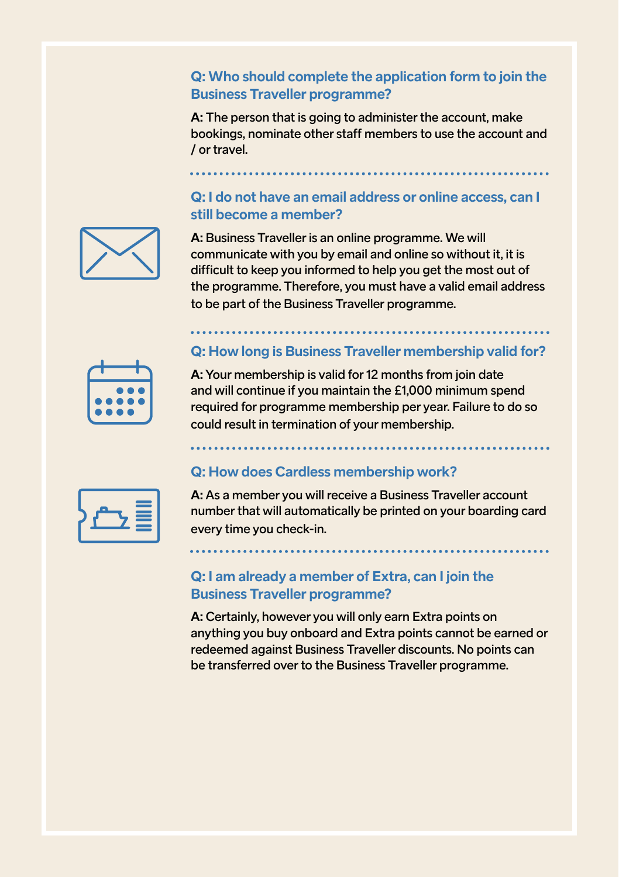### Q: Who should complete the application form to join the Business Traveller programme?

**A:** The person that is going to administer the account, make bookings, nominate other staff members to use the account and / or travel.

### Q: I do not have an email address or online access, can I still become a member?

**A:** Business Traveller is an online programme. We will communicate with you by email and online so without it, it is difficult to keep you informed to help you get the most out of the programme. Therefore, you must have a valid email address to be part of the Business Traveller programme.

### Q: How long is Business Traveller membership valid for?

**A:** Your membership is valid for 12 months from join date and will continue if you maintain the £1,000 minimum spend required for programme membership per year. Failure to do so could result in termination of your membership.

### Q: How does Cardless membership work?

**A:** As a member you will receive a Business Traveller account number that will automatically be printed on your boarding card every time you check-in.

### Q: I am already a member of Extra, can I join the Business Traveller programme?

**A:** Certainly, however you will only earn Extra points on anything you buy onboard and Extra points cannot be earned or redeemed against Business Traveller discounts. No points can be transferred over to the Business Traveller programme.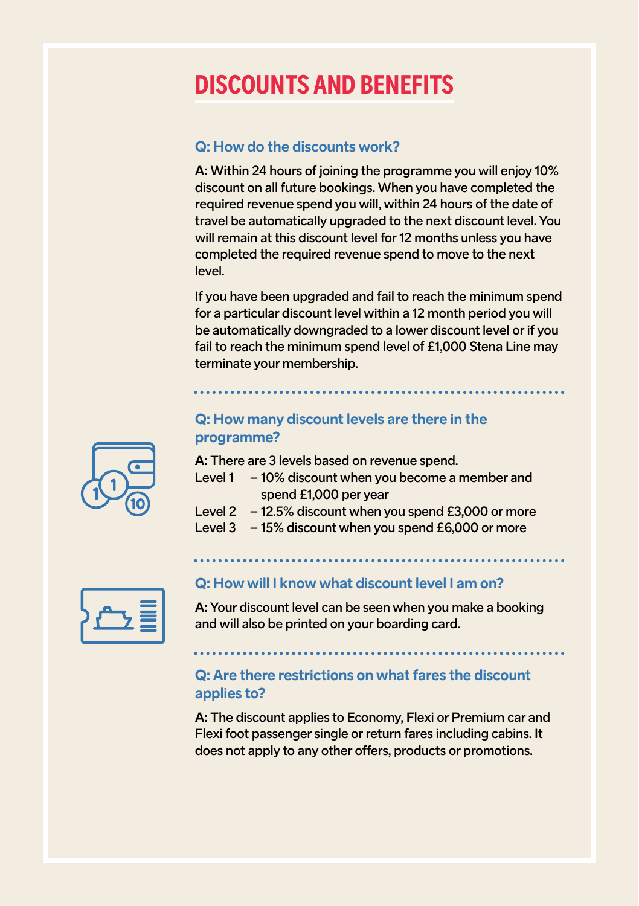# DISCOUNTS AND BENEFITS

### Q: How do the discounts work?

**A:** Within 24 hours of joining the programme you will enjoy 10% discount on all future bookings. When you have completed the required revenue spend you will, within 24 hours of the date of travel be automatically upgraded to the next discount level. You will remain at this discount level for 12 months unless you have completed the required revenue spend to move to the next level.

If you have been upgraded and fail to reach the minimum spend for a particular discount level within a 12 month period you will be automatically downgraded to a lower discount level or if you fail to reach the minimum spend level of £1,000 Stena Line may terminate your membership.

### Q: How many discount levels are there in the programme?

**A:** There are 3 levels based on revenue spend.

Level 1 – 10% discount when you become a member and spend £1,000 per year

Level 2 – 12.5% discount when you spend £3,000 or more

Level 3 – 15% discount when you spend £6,000 or more

### Q: How will I know what discount level I am on?

**A:** Your discount level can be seen when you make a booking and will also be printed on your boarding card.

### Q: Are there restrictions on what fares the discount applies to?

**A:** The discount applies to Economy, Flexi or Premium car and Flexi foot passenger single or return fares including cabins. It does not apply to any other offers, products or promotions.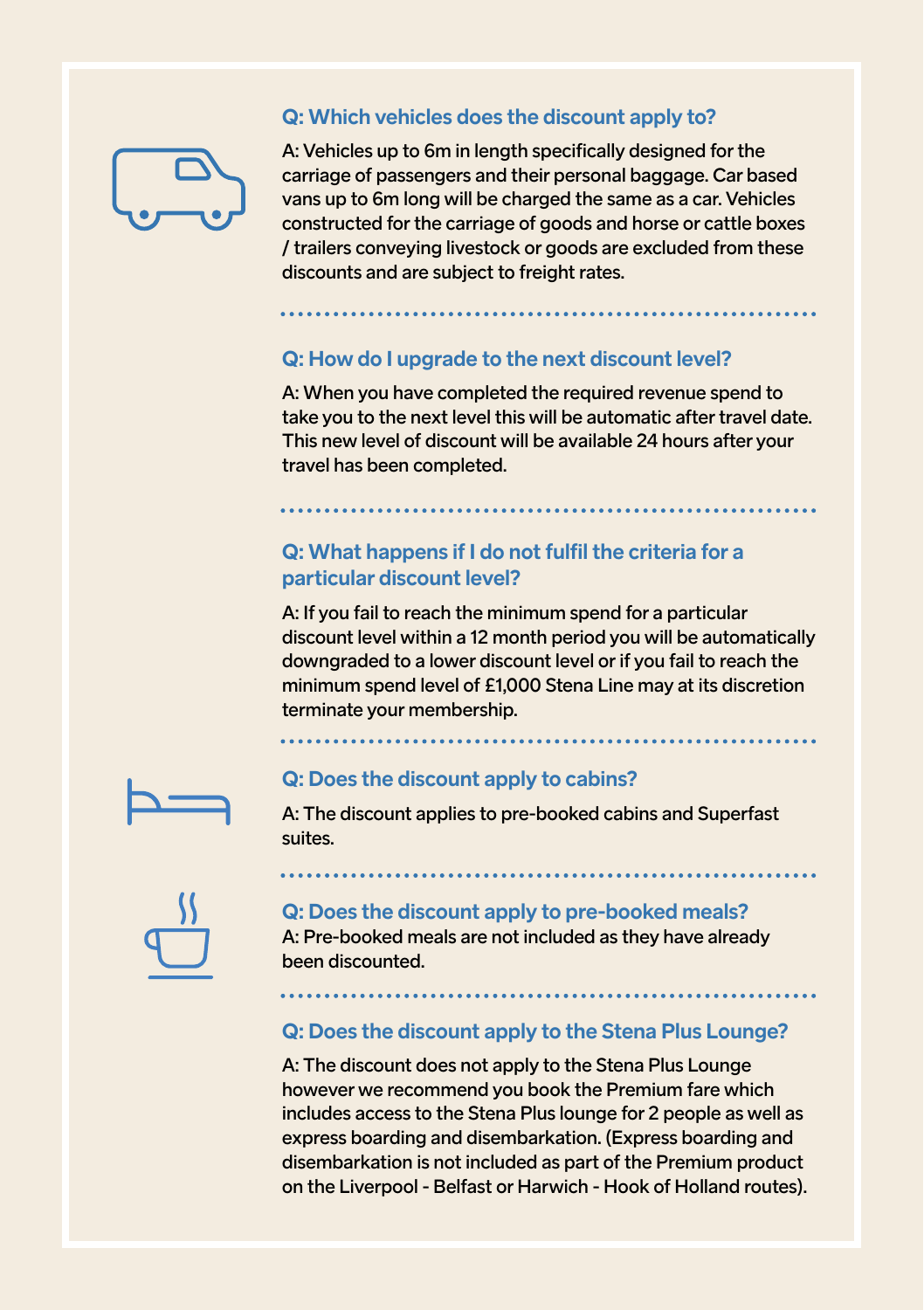### Q: Which vehicles does the discount apply to?

A: Vehicles up to 6m in length specifically designed for the carriage of passengers and their personal baggage. Car based vans up to 6m long will be charged the same as a car. Vehicles constructed for the carriage of goods and horse or cattle boxes / trailers conveying livestock or goods are excluded from these discounts and are subject to freight rates.

### Q: How do I upgrade to the next discount level?

A: When you have completed the required revenue spend to take you to the next level this will be automatic after travel date. This new level of discount will be available 24 hours after your travel has been completed.

### Q: What happens if I do not fulfil the criteria for a particular discount level?

A: If you fail to reach the minimum spend for a particular discount level within a 12 month period you will be automatically downgraded to a lower discount level or if you fail to reach the minimum spend level of £1,000 Stena Line may at its discretion terminate your membership.

### Q: Does the discount apply to cabins?

A: The discount applies to pre-booked cabins and Superfast suites.

### Q: Does the discount apply to pre-booked meals?

A: Pre-booked meals are not included as they have already been discounted.

### Q: Does the discount apply to the Stena Plus Lounge?

A: The discount does not apply to the Stena Plus Lounge however we recommend you book the Premium fare which includes access to the Stena Plus lounge for 2 people as well as express boarding and disembarkation. (Express boarding and disembarkation is not included as part of the Premium product on the Liverpool - Belfast or Harwich - Hook of Holland routes).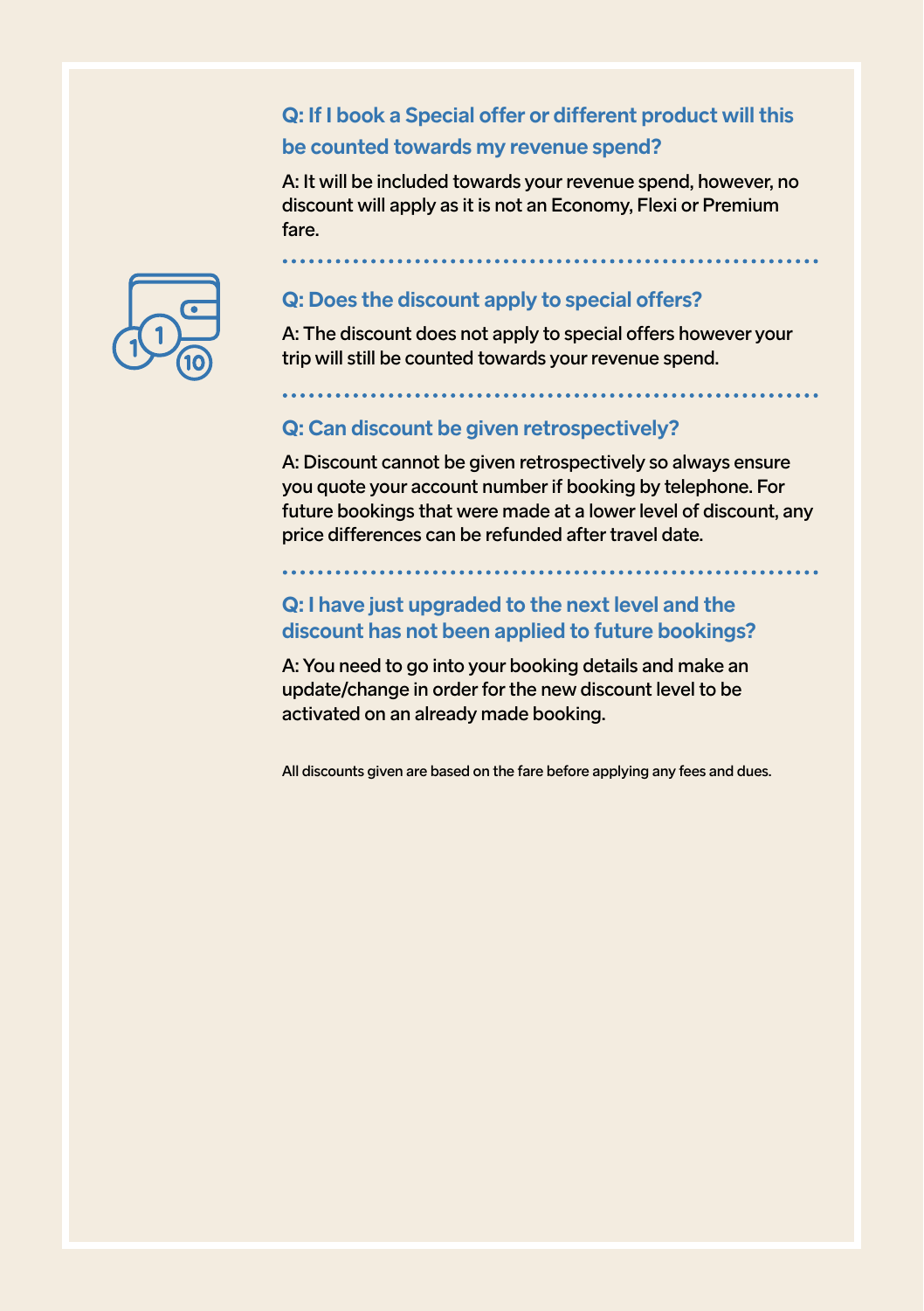### Q: If I book a Special offer or different product will this be counted towards my revenue spend?

A: It will be included towards your revenue spend, however, no discount will apply as it is not an Economy, Flexi or Premium fare.

### Q: Does the discount apply to special offers?

A: The discount does not apply to special offers however your trip will still be counted towards your revenue spend.

### Q: Can discount be given retrospectively?

A: Discount cannot be given retrospectively so always ensure you quote your account number if booking by telephone. For future bookings that were made at a lower level of discount, any price differences can be refunded after travel date.

### Q: I have just upgraded to the next level and the discount has not been applied to future bookings?

A: You need to go into your booking details and make an update/change in order for the new discount level to be activated on an already made booking.

All discounts given are based on the fare before applying any fees and dues.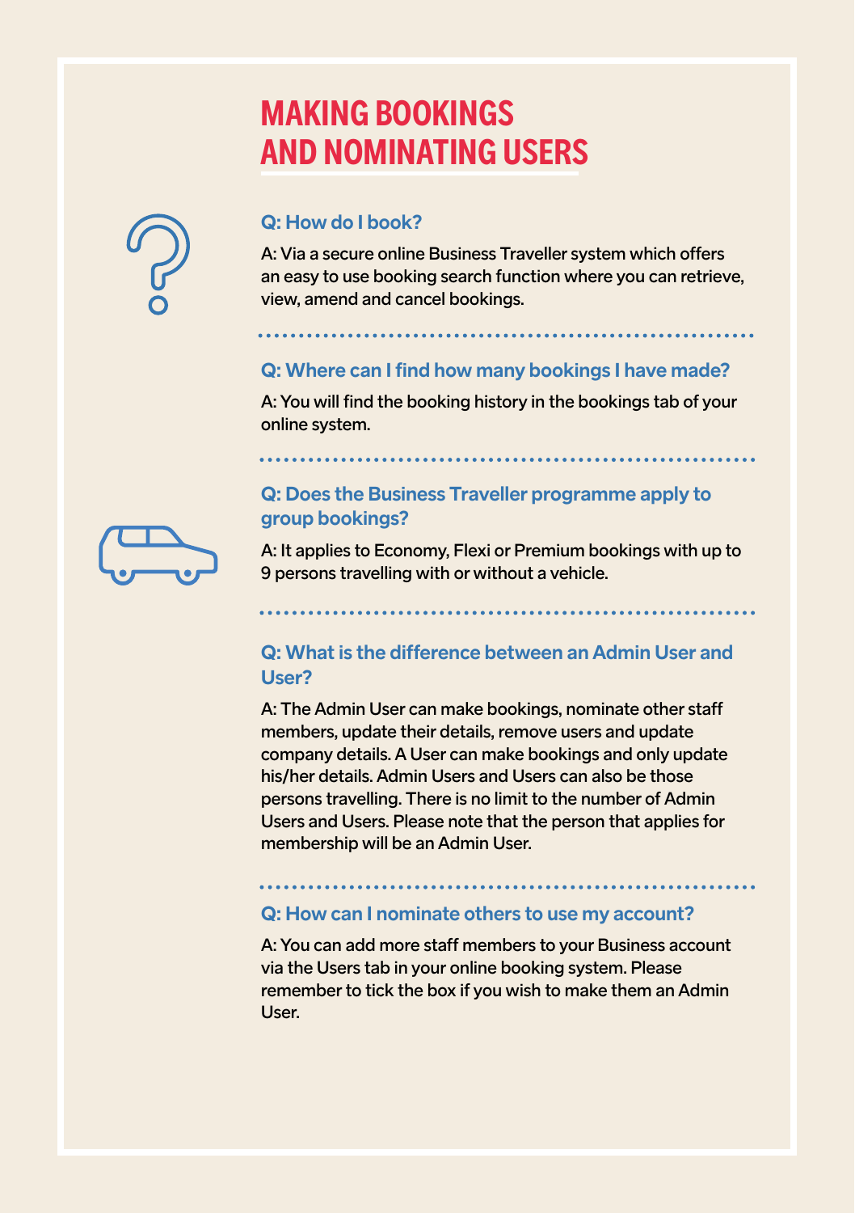# MAKING BOOKINGS AND NOMINATING USERS

### Q: How do I book?

A: Via a secure online Business Traveller system which offers an easy to use booking search function where you can retrieve, view, amend and cancel bookings.

### Q: Where can I find how many bookings I have made?

A: You will find the booking history in the bookings tab of your online system.

### Q: Does the Business Traveller programme apply to group bookings?

A: It applies to Economy, Flexi or Premium bookings with up to 9 persons travelling with or without a vehicle.

### Q: What is the difference between an Admin User and User?

A: The Admin User can make bookings, nominate other staff members, update their details, remove users and update company details. A User can make bookings and only update his/her details. Admin Users and Users can also be those persons travelling. There is no limit to the number of Admin Users and Users. Please note that the person that applies for membership will be an Admin User.

### Q: How can I nominate others to use my account?

A: You can add more staff members to your Business account via the Users tab in your online booking system. Please remember to tick the box if you wish to make them an Admin User.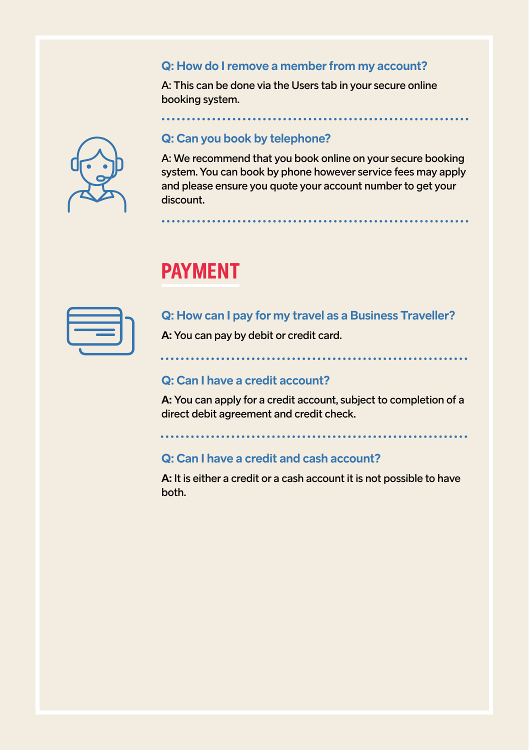**Q: How do I remove a member from my account?**

A: This can be done via the Users tab in your secure online booking system.

**Q: Can you book by telephone?**

A: We recommend that you book online on your secure booking system. You can book by phone however service fees may apply and please ensure you quote your account number to get your discount.

## PAYMENT

**Q: How can I pay for my travel as a Business Traveller?**

**A:** You can pay by debit or credit card.

**Q: Can I have a credit account?**

**A:** You can apply for a credit account, subject to completion of a direct debit agreement and credit check.

**Q: Can I have a credit and cash account?**

**A:** It is either a credit or a cash account it is not possible to have both.